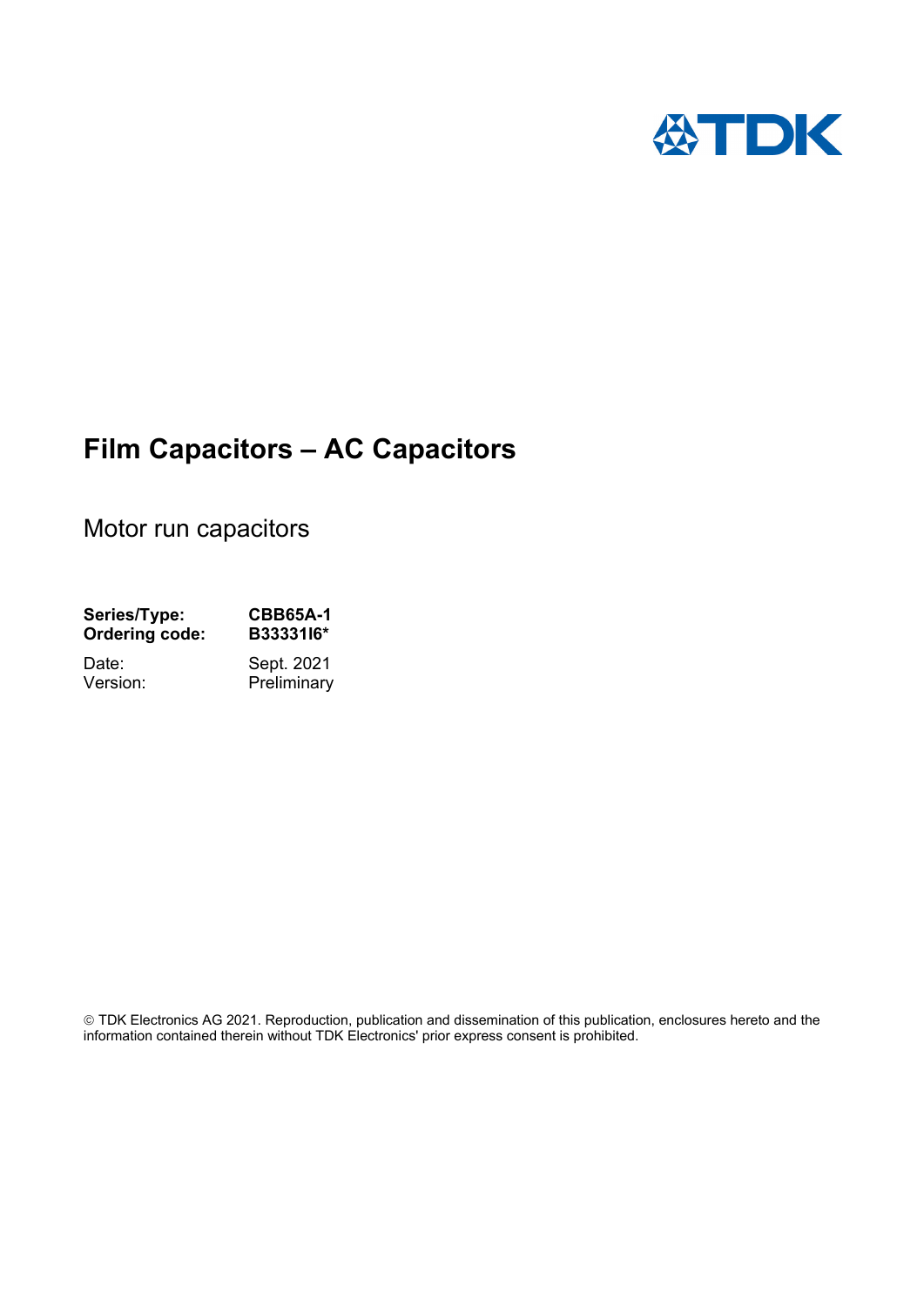TDK

# Film Capacitors – AC Capacitors

Motor run capacitors

**Series/Type:** **CBB65A-1**
**Ordering code:** **B33331I6***

Date: Sept. 2021
Version: Preliminary

© TDK Electronics AG 2021. Reproduction, publication and dissemination of this publication, enclosures hereto and the information contained therein without TDK Electronics' prior express consent is prohibited.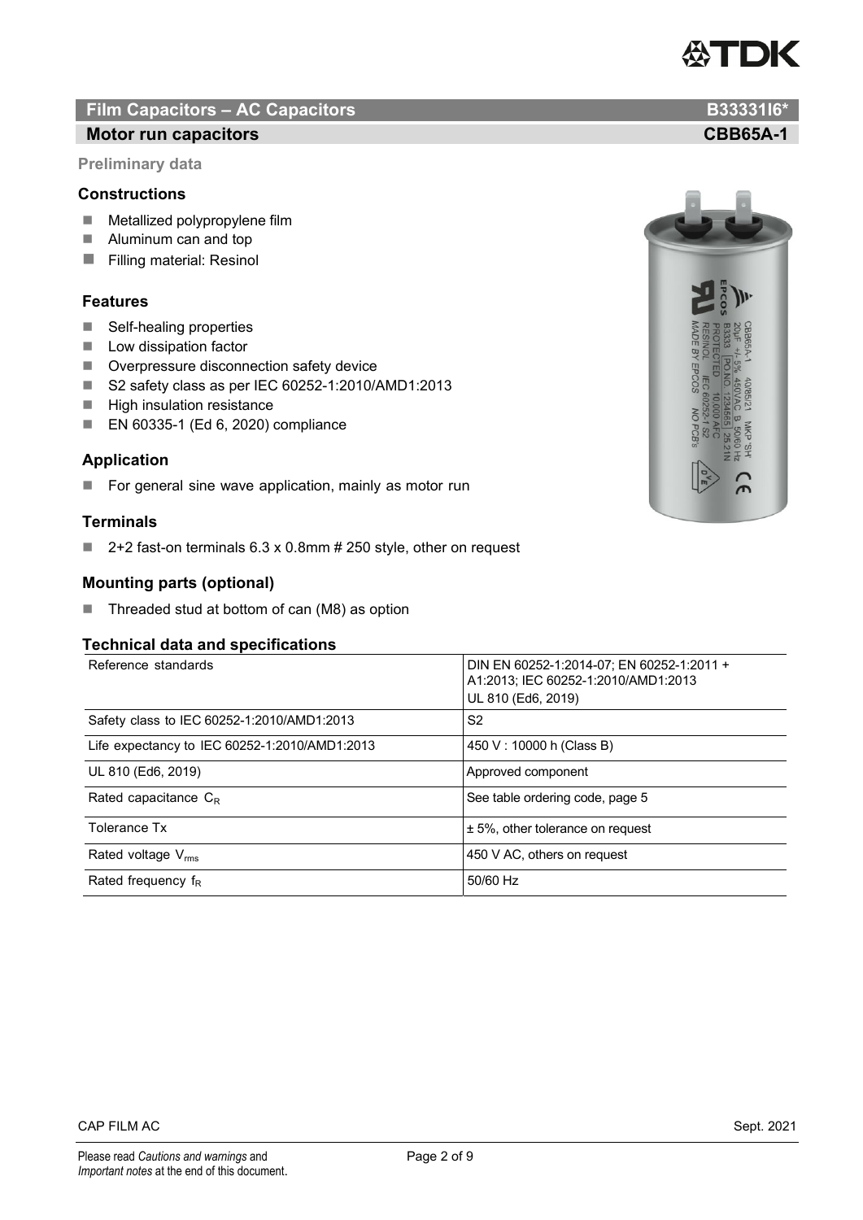# Film Capacitors – AC Capacitors B33331I6*

## Motor run capacitors CBB65A-1

**Preliminary data**

### Constructions

- Metallized polypropylene film
- Aluminum can and top
- Filling material: Resinol

### Features

- Self-healing properties
- Low dissipation factor
- Overpressure disconnection safety device
- S2 safety class as per IEC 60252-1:2010/AMD1:2013
- High insulation resistance
- EN 60335-1 (Ed 6, 2020) compliance

### Application

- For general sine wave application, mainly as motor run

### Terminals

- 2+2 fast-on terminals 6.3 x 0.8mm # 250 style, other on request

### Mounting parts (optional)

- Threaded stud at bottom of can (M8) as option

### Technical data and specifications

| | |
|---|---|
| Reference standards | DIN EN 60252-1:2014-07; EN 60252-1:2011 + A1:2013; IEC 60252-1:2010/AMD1:2013<br>UL 810 (Ed6, 2019) |
| Safety class to IEC 60252-1:2010/AMD1:2013 | S2 |
| Life expectancy to IEC 60252-1:2010/AMD1:2013 | 450 V : 10000 h (Class B) |
| UL 810 (Ed6, 2019) | Approved component |
| Rated capacitance $C_R$ | See table ordering code, page 5 |
| Tolerance Tx | ± 5%, other tolerance on request |
| Rated voltage $V_{rms}$ | 450 V AC, others on request |
| Rated frequency $f_R$ | 50/60 Hz |

CAP FILM AC Sept. 2021

Please read *Cautions and warnings* and *Important notes* at the end of this document.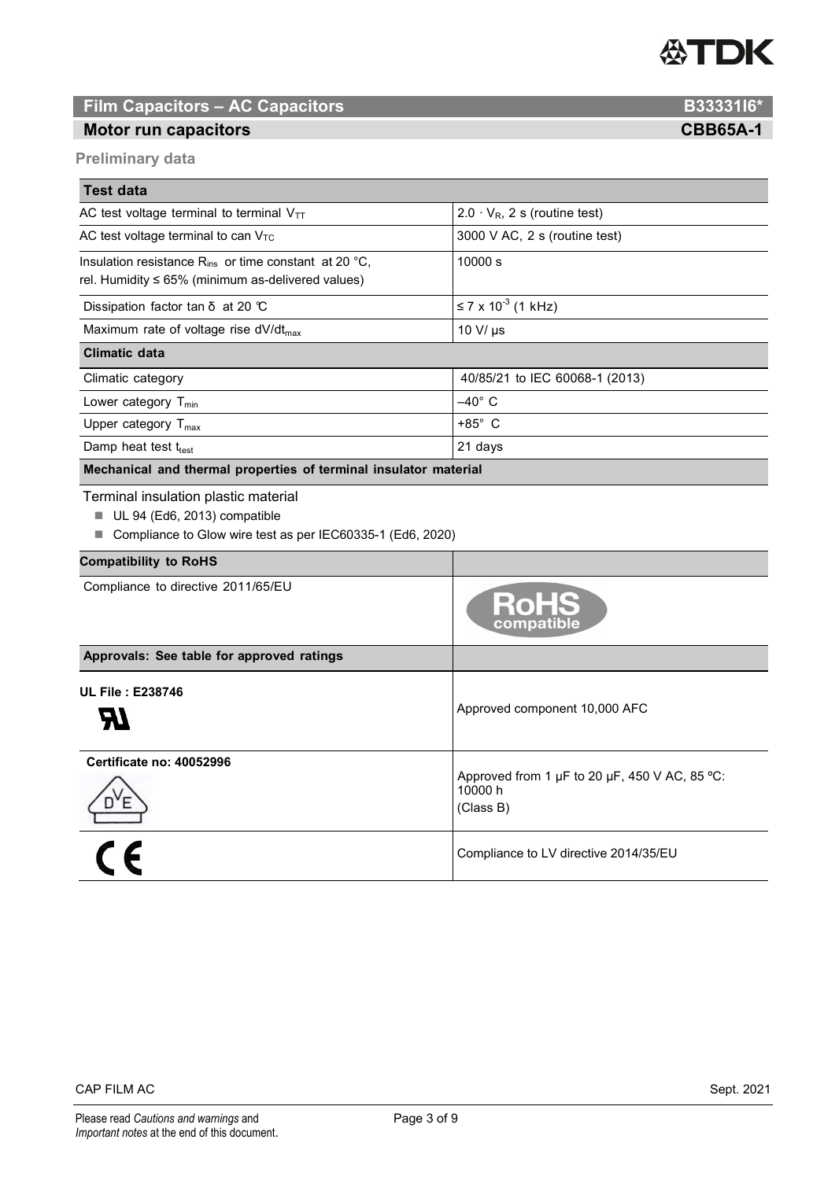## Film Capacitors – AC Capacitors B33331I6*

## Motor run capacitors CBB65A-1

**Preliminary data**

| **Test data** | |
|---|---|
| AC test voltage terminal to terminal $V_{TT}$ | $2.0 \cdot V_R$, 2 s (routine test) |
| AC test voltage terminal to can $V_{TC}$ | 3000 V AC, 2 s (routine test) |
| Insulation resistance $R_{ins}$ or time constant at 20 °C, rel. Humidity ≤ 65% (minimum as-delivered values) | 10000 s |
| Dissipation factor tan δ at 20 °C | $\leq 7 \times 10^{-3}$ (1 kHz) |
| Maximum rate of voltage rise $dV/dt_{max}$ | 10 V/ µs |
| **Climatic data** | |
| Climatic category | 40/85/21 to IEC 60068-1 (2013) |
| Lower category $T_{min}$ | –40° C |
| Upper category $T_{max}$ | +85° C |
| Damp heat test $t_{test}$ | 21 days |

**Mechanical and thermal properties of terminal insulator material**

Terminal insulation plastic material

- UL 94 (Ed6, 2013) compatible
- Compliance to Glow wire test as per IEC60335-1 (Ed6, 2020)

| **Compatibility to RoHS** | |
|---|---|
| Compliance to directive 2011/65/EU | RoHS compatible |

| **Approvals: See table for approved ratings** | |
|---|---|
| **UL File : E238746** | Approved component 10,000 AFC |
| **Certificate no: 40052996** | Approved from 1 µF to 20 µF, 450 V AC, 85 ºC: 10000 h (Class B) |
| CE | Compliance to LV directive 2014/35/EU |

CAP FILM AC Sept. 2021

Please read *Cautions and warnings* and *Important notes* at the end of this document.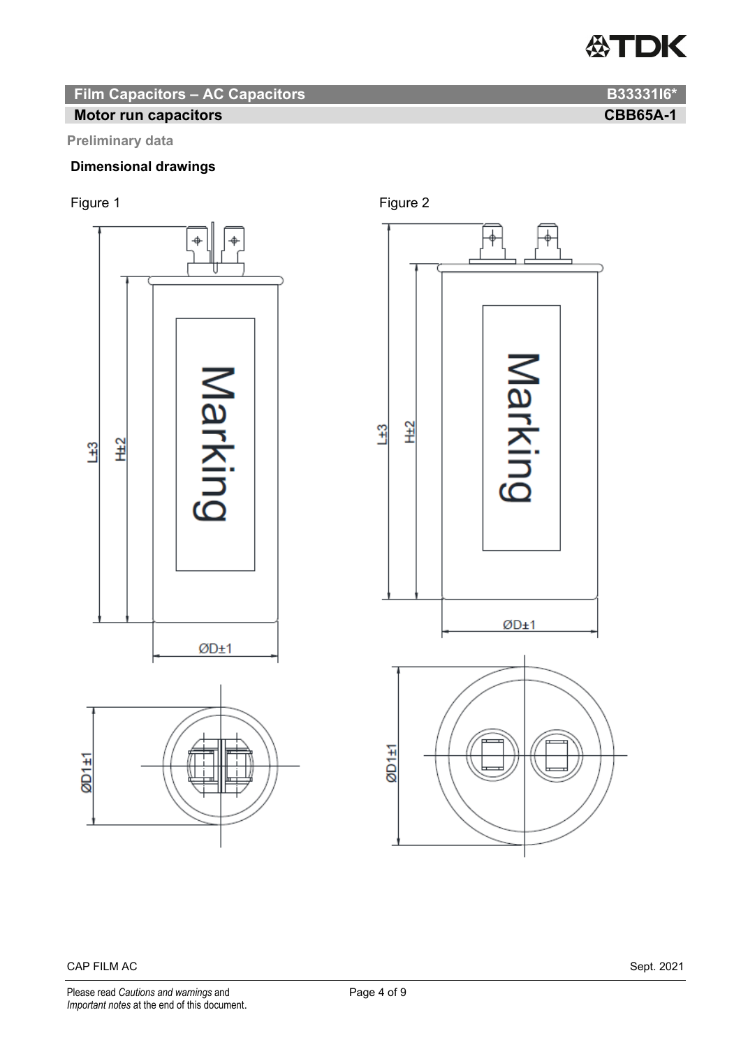**Film Capacitors – AC Capacitors** **B33331I6***

**Motor run capacitors** **CBB65A-1**

**Preliminary data**

**Dimensional drawings**

Figure 1

Figure 2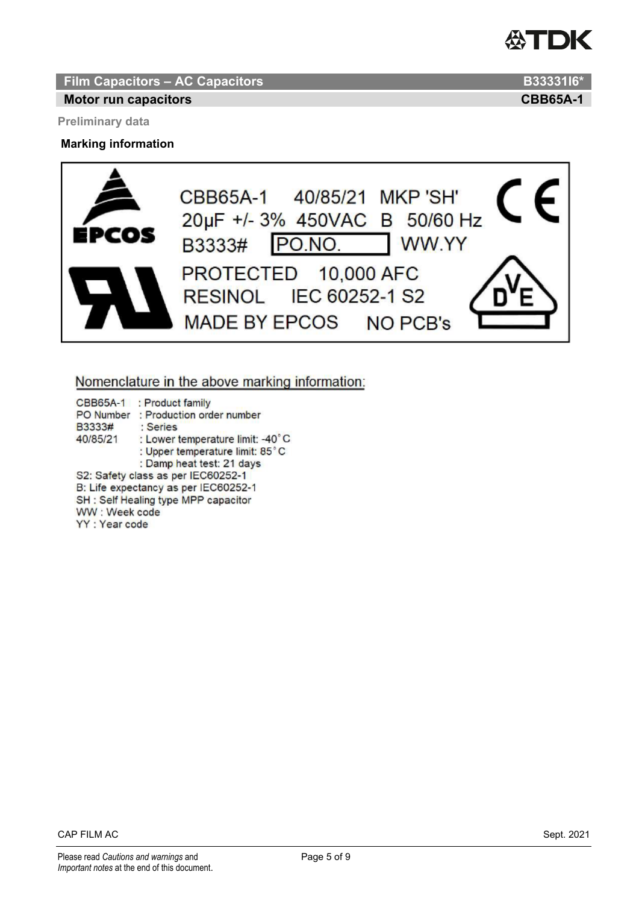## Film Capacitors – AC Capacitors B33331I6*

## Motor run capacitors CBB65A-1

Preliminary data

### Marking information

CBB65A-1 40/85/21 MKP 'SH'
20µF +/- 3% 450VAC B 50/60 Hz
B3333# PO.NO. WW.YY
PROTECTED 10,000 AFC
RESINOL IEC 60252-1 S2
MADE BY EPCOS NO PCB's

Nomenclature in the above marking information:

CBB65A-1 : Product family
PO Number : Production order number
B3333# : Series
40/85/21 : Lower temperature limit: -40˚C
: Upper temperature limit: 85˚C
: Damp heat test: 21 days
S2: Safety class as per IEC60252-1
B: Life expectancy as per IEC60252-1
SH : Self Healing type MPP capacitor
WW : Week code
YY : Year code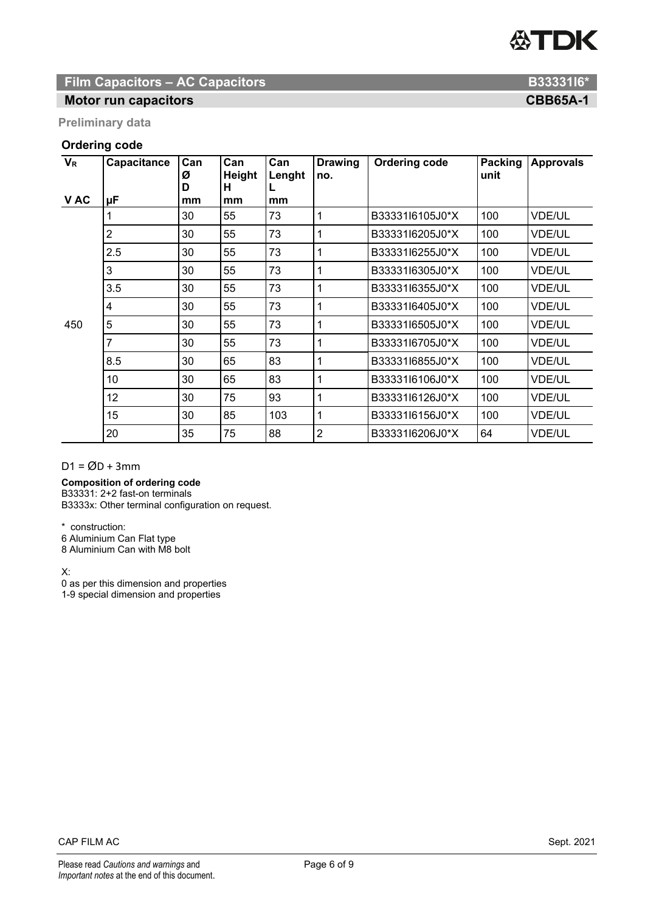## Film Capacitors – AC Capacitors B33331I6*

## Motor run capacitors CBB65A-1

**Preliminary data**

### Ordering code

| $V_R$ <br> V AC | Capacitance <br> µF | Can Ø D <br> mm | Can Height H <br> mm | Can Lenght L <br> mm | Drawing no. | Ordering code | Packing unit | Approvals |
|---|---|---|---|---|---|---|---|---|
| 450 | 1 | 30 | 55 | 73 | 1 | B33331I6105J0*X | 100 | VDE/UL |
| | 2 | 30 | 55 | 73 | 1 | B33331I6205J0*X | 100 | VDE/UL |
| | 2.5 | 30 | 55 | 73 | 1 | B33331I6255J0*X | 100 | VDE/UL |
| | 3 | 30 | 55 | 73 | 1 | B33331I6305J0*X | 100 | VDE/UL |
| | 3.5 | 30 | 55 | 73 | 1 | B33331I6355J0*X | 100 | VDE/UL |
| | 4 | 30 | 55 | 73 | 1 | B33331I6405J0*X | 100 | VDE/UL |
| | 5 | 30 | 55 | 73 | 1 | B33331I6505J0*X | 100 | VDE/UL |
| | 7 | 30 | 55 | 73 | 1 | B33331I6705J0*X | 100 | VDE/UL |
| | 8.5 | 30 | 65 | 83 | 1 | B33331I6855J0*X | 100 | VDE/UL |
| | 10 | 30 | 65 | 83 | 1 | B33331I6106J0*X | 100 | VDE/UL |
| | 12 | 30 | 75 | 93 | 1 | B33331I6126J0*X | 100 | VDE/UL |
| | 15 | 30 | 85 | 103 | 1 | B33331I6156J0*X | 100 | VDE/UL |
| | 20 | 35 | 75 | 88 | 2 | B33331I6206J0*X | 64 | VDE/UL |

D1 = ØD + 3mm

**Composition of ordering code**
B33331: 2+2 fast-on terminals
B3333x: Other terminal configuration on request.

* construction:
6 Aluminium Can Flat type
8 Aluminium Can with M8 bolt

X:
0 as per this dimension and properties
1-9 special dimension and properties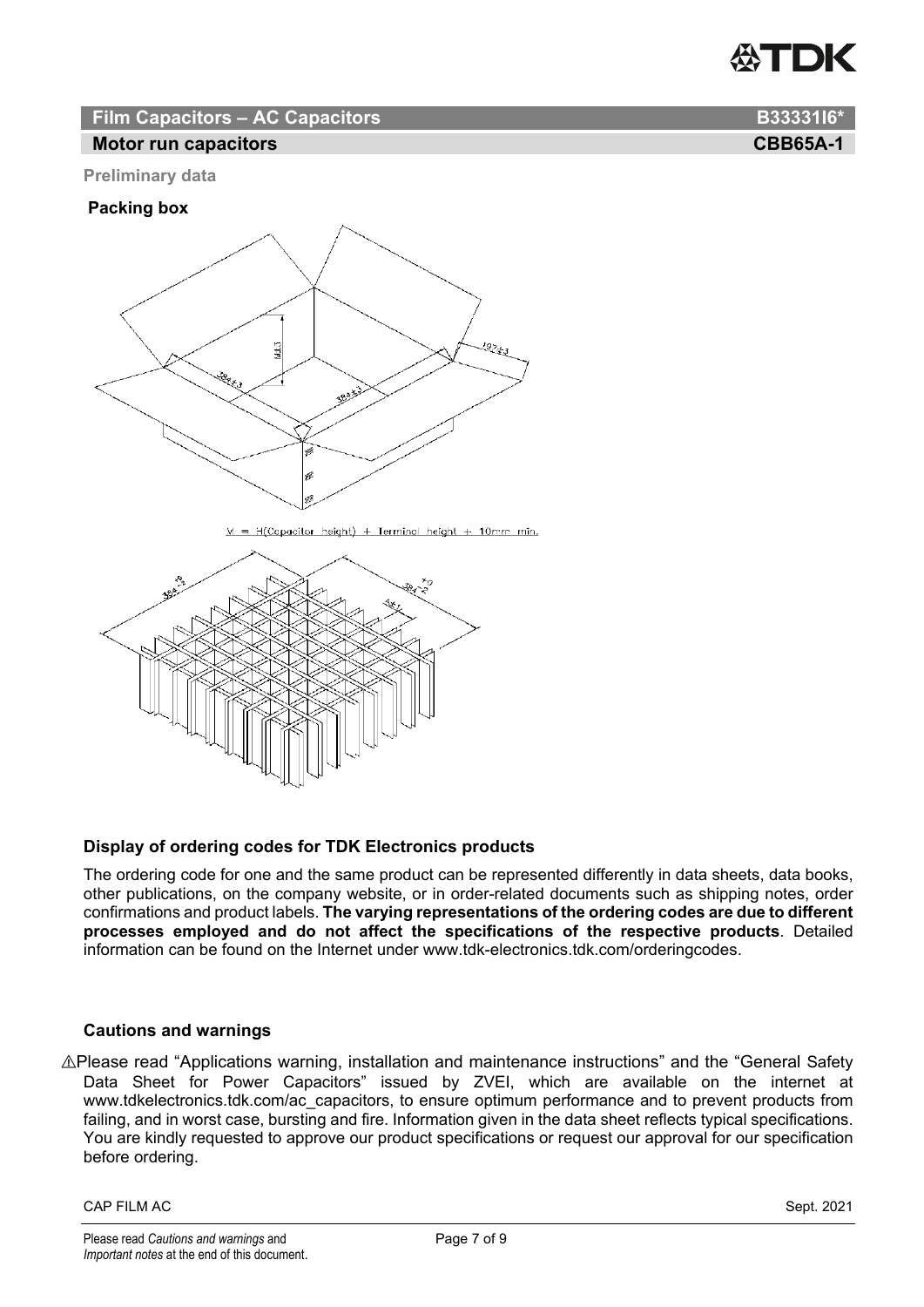## Film Capacitors – AC Capacitors B33331I6*

## Motor run capacitors CBB65A-1

Preliminary data

**Packing box**

M = H(Capacitor height) + Terminal height + 10mm min.

### Display of ordering codes for TDK Electronics products

The ordering code for one and the same product can be represented differently in data sheets, data books, other publications, on the company website, or in order-related documents such as shipping notes, order confirmations and product labels. **The varying representations of the ordering codes are due to different processes employed and do not affect the specifications of the respective products**. Detailed information can be found on the Internet under www.tdk-electronics.tdk.com/orderingcodes.

### Cautions and warnings

⚠Please read "Applications warning, installation and maintenance instructions" and the "General Safety Data Sheet for Power Capacitors" issued by ZVEI, which are available on the internet at www.tdkelectronics.tdk.com/ac_capacitors, to ensure optimum performance and to prevent products from failing, and in worst case, bursting and fire. Information given in the data sheet reflects typical specifications. You are kindly requested to approve our product specifications or request our approval for our specification before ordering.

CAP FILM AC Sept. 2021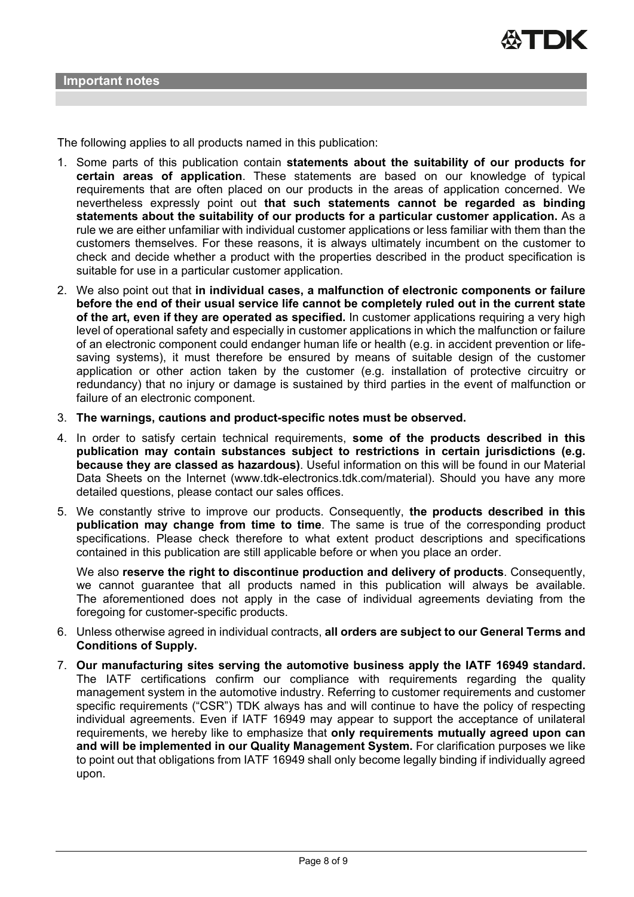## Important notes

The following applies to all products named in this publication:

1. Some parts of this publication contain **statements about the suitability of our products for certain areas of application**. These statements are based on our knowledge of typical requirements that are often placed on our products in the areas of application concerned. We nevertheless expressly point out **that such statements cannot be regarded as binding statements about the suitability of our products for a particular customer application.** As a rule we are either unfamiliar with individual customer applications or less familiar with them than the customers themselves. For these reasons, it is always ultimately incumbent on the customer to check and decide whether a product with the properties described in the product specification is suitable for use in a particular customer application.
2. We also point out that **in individual cases, a malfunction of electronic components or failure before the end of their usual service life cannot be completely ruled out in the current state of the art, even if they are operated as specified.** In customer applications requiring a very high level of operational safety and especially in customer applications in which the malfunction or failure of an electronic component could endanger human life or health (e.g. in accident prevention or life-saving systems), it must therefore be ensured by means of suitable design of the customer application or other action taken by the customer (e.g. installation of protective circuitry or redundancy) that no injury or damage is sustained by third parties in the event of malfunction or failure of an electronic component.
3. **The warnings, cautions and product-specific notes must be observed.**
4. In order to satisfy certain technical requirements, **some of the products described in this publication may contain substances subject to restrictions in certain jurisdictions (e.g. because they are classed as hazardous)**. Useful information on this will be found in our Material Data Sheets on the Internet (www.tdk-electronics.tdk.com/material). Should you have any more detailed questions, please contact our sales offices.
5. We constantly strive to improve our products. Consequently, **the products described in this publication may change from time to time**. The same is true of the corresponding product specifications. Please check therefore to what extent product descriptions and specifications contained in this publication are still applicable before or when you place an order.

   We also **reserve the right to discontinue production and delivery of products**. Consequently, we cannot guarantee that all products named in this publication will always be available. The aforementioned does not apply in the case of individual agreements deviating from the foregoing for customer-specific products.
6. Unless otherwise agreed in individual contracts, **all orders are subject to our General Terms and Conditions of Supply.**
7. **Our manufacturing sites serving the automotive business apply the IATF 16949 standard.** The IATF certifications confirm our compliance with requirements regarding the quality management system in the automotive industry. Referring to customer requirements and customer specific requirements ("CSR") TDK always has and will continue to have the policy of respecting individual agreements. Even if IATF 16949 may appear to support the acceptance of unilateral requirements, we hereby like to emphasize that **only requirements mutually agreed upon can and will be implemented in our Quality Management System.** For clarification purposes we like to point out that obligations from IATF 16949 shall only become legally binding if individually agreed upon.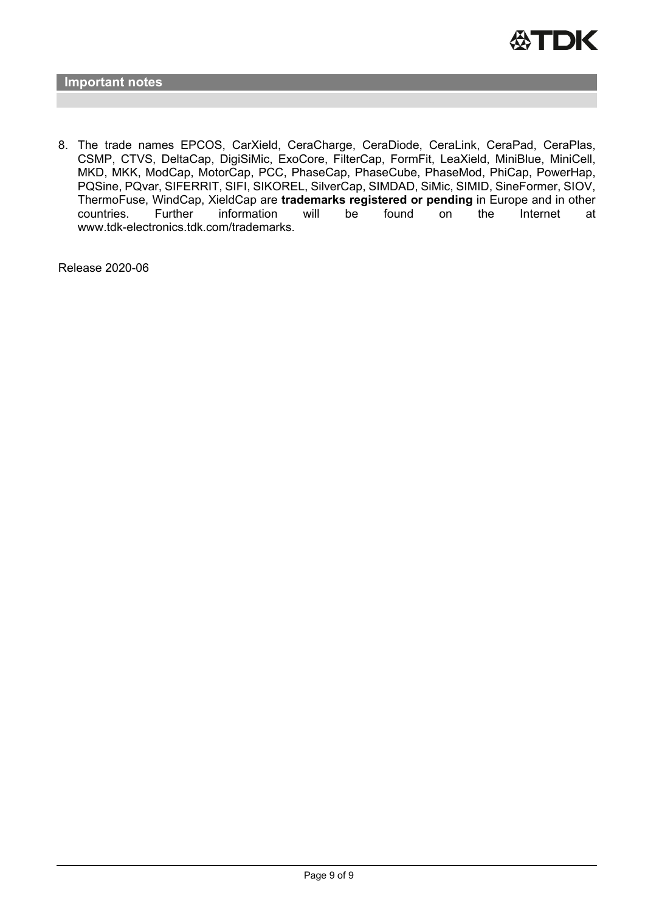## Important notes

8. The trade names EPCOS, CarXield, CeraCharge, CeraDiode, CeraLink, CeraPad, CeraPlas, CSMP, CTVS, DeltaCap, DigiSiMic, ExoCore, FilterCap, FormFit, LeaXield, MiniBlue, MiniCell, MKD, MKK, ModCap, MotorCap, PCC, PhaseCap, PhaseCube, PhaseMod, PhiCap, PowerHap, PQSine, PQvar, SIFERRIT, SIFI, SIKOREL, SilverCap, SIMDAD, SiMic, SIMID, SineFormer, SIOV, ThermoFuse, WindCap, XieldCap are **trademarks registered or pending** in Europe and in other countries. Further information will be found on the Internet at www.tdk-electronics.tdk.com/trademarks.

Release 2020-06